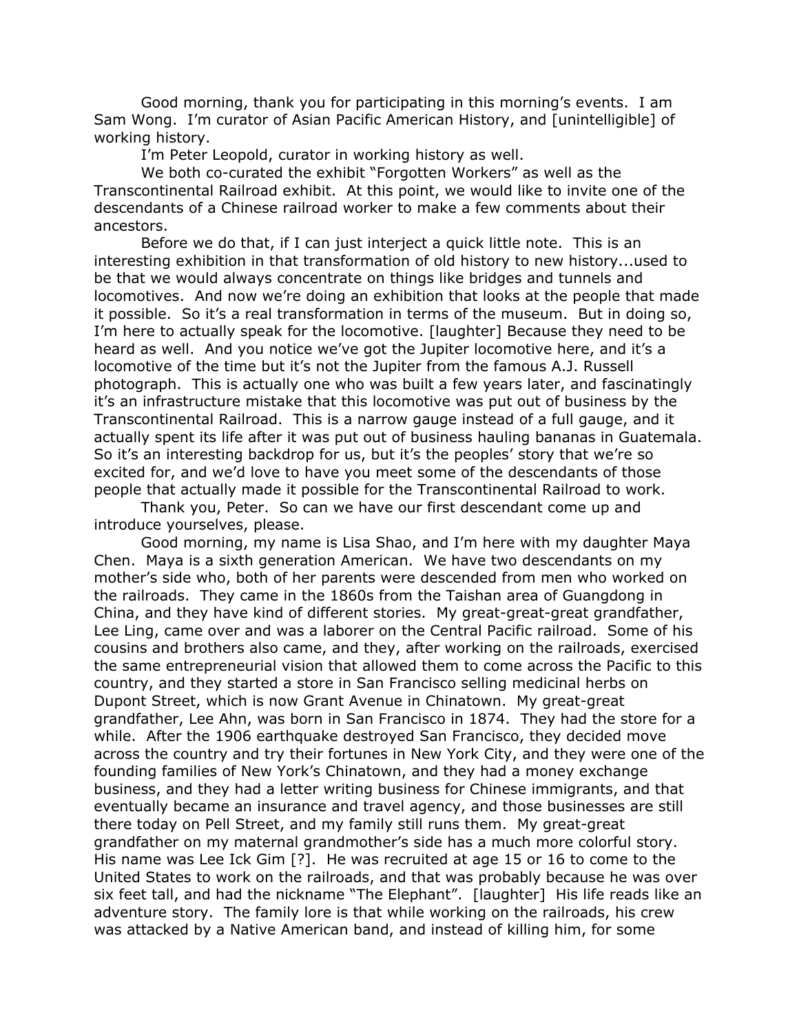Good morning, thank you for participating in this morning's events. I am Sam Wong. I'm curator of Asian Pacific American History, and [unintelligible] of working history.

I'm Peter Leopold, curator in working history as well.

We both co-curated the exhibit "Forgotten Workers" as well as the Transcontinental Railroad exhibit. At this point, we would like to invite one of the descendants of a Chinese railroad worker to make a few comments about their ancestors.

Before we do that, if I can just interject a quick little note. This is an interesting exhibition in that transformation of old history to new history...used to be that we would always concentrate on things like bridges and tunnels and locomotives. And now we're doing an exhibition that looks at the people that made it possible. So it's a real transformation in terms of the museum. But in doing so, I'm here to actually speak for the locomotive. [laughter] Because they need to be heard as well. And you notice we've got the Jupiter locomotive here, and it's a locomotive of the time but it's not the Jupiter from the famous A.J. Russell photograph. This is actually one who was built a few years later, and fascinatingly it's an infrastructure mistake that this locomotive was put out of business by the Transcontinental Railroad. This is a narrow gauge instead of a full gauge, and it actually spent its life after it was put out of business hauling bananas in Guatemala. So it's an interesting backdrop for us, but it's the peoples' story that we're so excited for, and we'd love to have you meet some of the descendants of those people that actually made it possible for the Transcontinental Railroad to work.

Thank you, Peter. So can we have our first descendant come up and introduce yourselves, please.

Good morning, my name is Lisa Shao, and I'm here with my daughter Maya Chen. Maya is a sixth generation American. We have two descendants on my mother's side who, both of her parents were descended from men who worked on the railroads. They came in the 1860s from the Taishan area of Guangdong in China, and they have kind of different stories. My great-great-great grandfather, Lee Ling, came over and was a laborer on the Central Pacific railroad. Some of his cousins and brothers also came, and they, after working on the railroads, exercised the same entrepreneurial vision that allowed them to come across the Pacific to this country, and they started a store in San Francisco selling medicinal herbs on Dupont Street, which is now Grant Avenue in Chinatown. My great-great grandfather, Lee Ahn, was born in San Francisco in 1874. They had the store for a while. After the 1906 earthquake destroyed San Francisco, they decided move across the country and try their fortunes in New York City, and they were one of the founding families of New York's Chinatown, and they had a money exchange business, and they had a letter writing business for Chinese immigrants, and that eventually became an insurance and travel agency, and those businesses are still there today on Pell Street, and my family still runs them. My great-great grandfather on my maternal grandmother's side has a much more colorful story. His name was Lee Ick Gim [?]. He was recruited at age 15 or 16 to come to the United States to work on the railroads, and that was probably because he was over six feet tall, and had the nickname "The Elephant". [laughter] His life reads like an adventure story. The family lore is that while working on the railroads, his crew was attacked by a Native American band, and instead of killing him, for some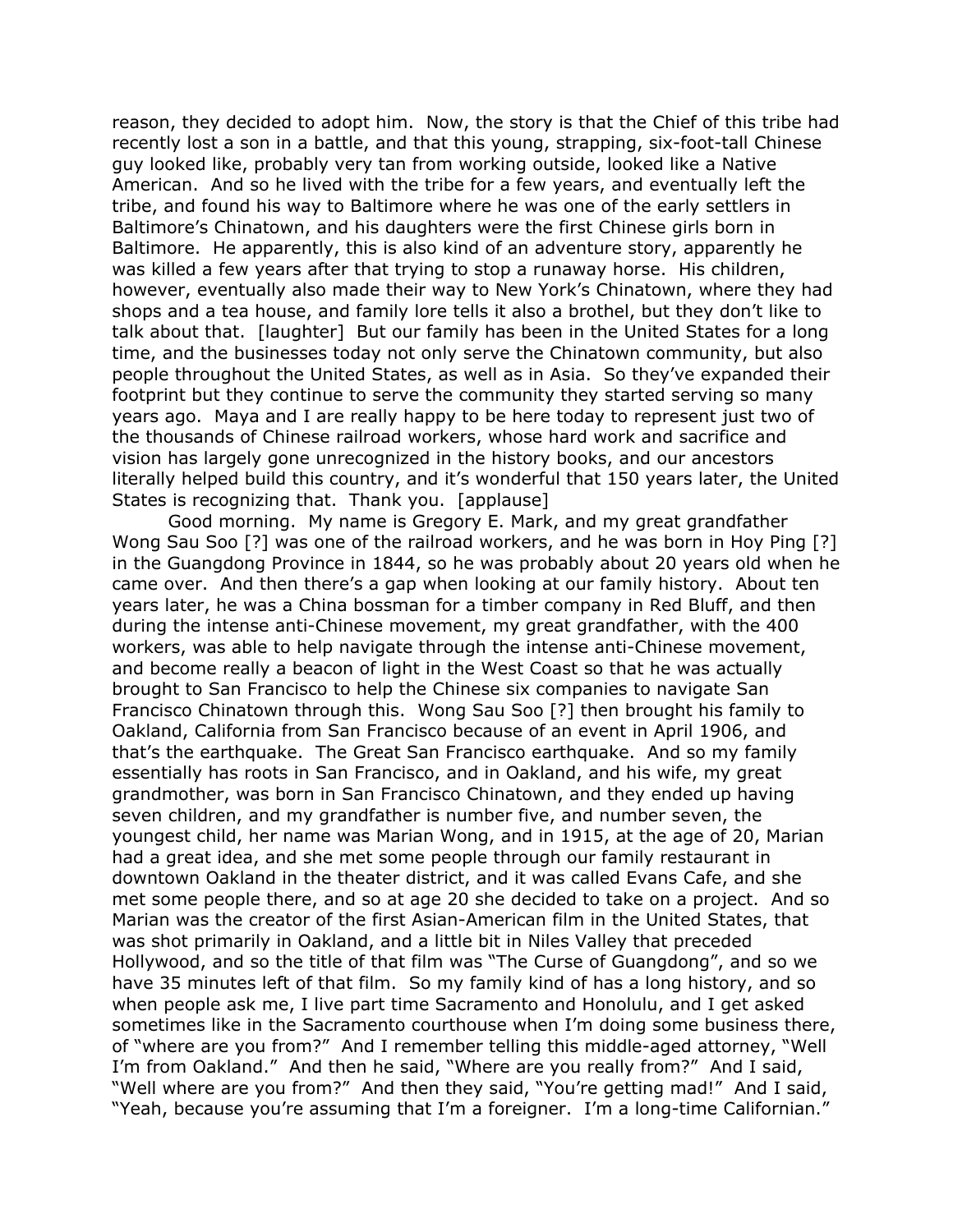reason, they decided to adopt him. Now, the story is that the Chief of this tribe had recently lost a son in a battle, and that this young, strapping, six-foot-tall Chinese guy looked like, probably very tan from working outside, looked like a Native American. And so he lived with the tribe for a few years, and eventually left the tribe, and found his way to Baltimore where he was one of the early settlers in Baltimore's Chinatown, and his daughters were the first Chinese girls born in Baltimore. He apparently, this is also kind of an adventure story, apparently he was killed a few years after that trying to stop a runaway horse. His children, however, eventually also made their way to New York's Chinatown, where they had shops and a tea house, and family lore tells it also a brothel, but they don't like to talk about that. [laughter] But our family has been in the United States for a long time, and the businesses today not only serve the Chinatown community, but also people throughout the United States, as well as in Asia. So they've expanded their footprint but they continue to serve the community they started serving so many years ago. Maya and I are really happy to be here today to represent just two of the thousands of Chinese railroad workers, whose hard work and sacrifice and vision has largely gone unrecognized in the history books, and our ancestors literally helped build this country, and it's wonderful that 150 years later, the United States is recognizing that. Thank you. [applause]

Good morning. My name is Gregory E. Mark, and my great grandfather Wong Sau Soo [?] was one of the railroad workers, and he was born in Hoy Ping [?] in the Guangdong Province in 1844, so he was probably about 20 years old when he came over. And then there's a gap when looking at our family history. About ten years later, he was a China bossman for a timber company in Red Bluff, and then during the intense anti-Chinese movement, my great grandfather, with the 400 workers, was able to help navigate through the intense anti-Chinese movement, and become really a beacon of light in the West Coast so that he was actually brought to San Francisco to help the Chinese six companies to navigate San Francisco Chinatown through this. Wong Sau Soo [?] then brought his family to Oakland, California from San Francisco because of an event in April 1906, and that's the earthquake. The Great San Francisco earthquake. And so my family essentially has roots in San Francisco, and in Oakland, and his wife, my great grandmother, was born in San Francisco Chinatown, and they ended up having seven children, and my grandfather is number five, and number seven, the youngest child, her name was Marian Wong, and in 1915, at the age of 20, Marian had a great idea, and she met some people through our family restaurant in downtown Oakland in the theater district, and it was called Evans Cafe, and she met some people there, and so at age 20 she decided to take on a project. And so Marian was the creator of the first Asian-American film in the United States, that was shot primarily in Oakland, and a little bit in Niles Valley that preceded Hollywood, and so the title of that film was "The Curse of Guangdong", and so we have 35 minutes left of that film. So my family kind of has a long history, and so when people ask me, I live part time Sacramento and Honolulu, and I get asked sometimes like in the Sacramento courthouse when I'm doing some business there, of "where are you from?" And I remember telling this middle-aged attorney, "Well I'm from Oakland." And then he said, "Where are you really from?" And I said, "Well where are you from?" And then they said, "You're getting mad!" And I said, "Yeah, because you're assuming that I'm a foreigner. I'm a long-time Californian."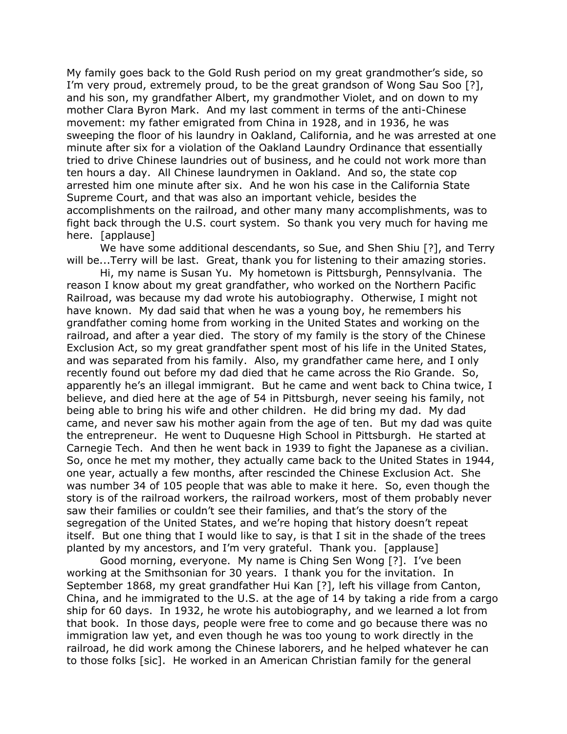My family goes back to the Gold Rush period on my great grandmother's side, so I'm very proud, extremely proud, to be the great grandson of Wong Sau Soo [?], and his son, my grandfather Albert, my grandmother Violet, and on down to my mother Clara Byron Mark. And my last comment in terms of the anti-Chinese movement: my father emigrated from China in 1928, and in 1936, he was sweeping the floor of his laundry in Oakland, California, and he was arrested at one minute after six for a violation of the Oakland Laundry Ordinance that essentially tried to drive Chinese laundries out of business, and he could not work more than ten hours a day. All Chinese laundrymen in Oakland. And so, the state cop arrested him one minute after six. And he won his case in the California State Supreme Court, and that was also an important vehicle, besides the accomplishments on the railroad, and other many many accomplishments, was to fight back through the U.S. court system. So thank you very much for having me here. [applause]

We have some additional descendants, so Sue, and Shen Shiu [?], and Terry will be...Terry will be last. Great, thank you for listening to their amazing stories.

Hi, my name is Susan Yu. My hometown is Pittsburgh, Pennsylvania. The reason I know about my great grandfather, who worked on the Northern Pacific Railroad, was because my dad wrote his autobiography. Otherwise, I might not have known. My dad said that when he was a young boy, he remembers his grandfather coming home from working in the United States and working on the railroad, and after a year died. The story of my family is the story of the Chinese Exclusion Act, so my great grandfather spent most of his life in the United States, and was separated from his family. Also, my grandfather came here, and I only recently found out before my dad died that he came across the Rio Grande. So, apparently he's an illegal immigrant. But he came and went back to China twice, I believe, and died here at the age of 54 in Pittsburgh, never seeing his family, not being able to bring his wife and other children. He did bring my dad. My dad came, and never saw his mother again from the age of ten. But my dad was quite the entrepreneur. He went to Duquesne High School in Pittsburgh. He started at Carnegie Tech. And then he went back in 1939 to fight the Japanese as a civilian. So, once he met my mother, they actually came back to the United States in 1944, one year, actually a few months, after rescinded the Chinese Exclusion Act. She was number 34 of 105 people that was able to make it here. So, even though the story is of the railroad workers, the railroad workers, most of them probably never saw their families or couldn't see their families, and that's the story of the segregation of the United States, and we're hoping that history doesn't repeat itself. But one thing that I would like to say, is that I sit in the shade of the trees planted by my ancestors, and I'm very grateful. Thank you. [applause]

Good morning, everyone. My name is Ching Sen Wong [?]. I've been working at the Smithsonian for 30 years. I thank you for the invitation. In September 1868, my great grandfather Hui Kan [?], left his village from Canton, China, and he immigrated to the U.S. at the age of 14 by taking a ride from a cargo ship for 60 days. In 1932, he wrote his autobiography, and we learned a lot from that book. In those days, people were free to come and go because there was no immigration law yet, and even though he was too young to work directly in the railroad, he did work among the Chinese laborers, and he helped whatever he can to those folks [sic]. He worked in an American Christian family for the general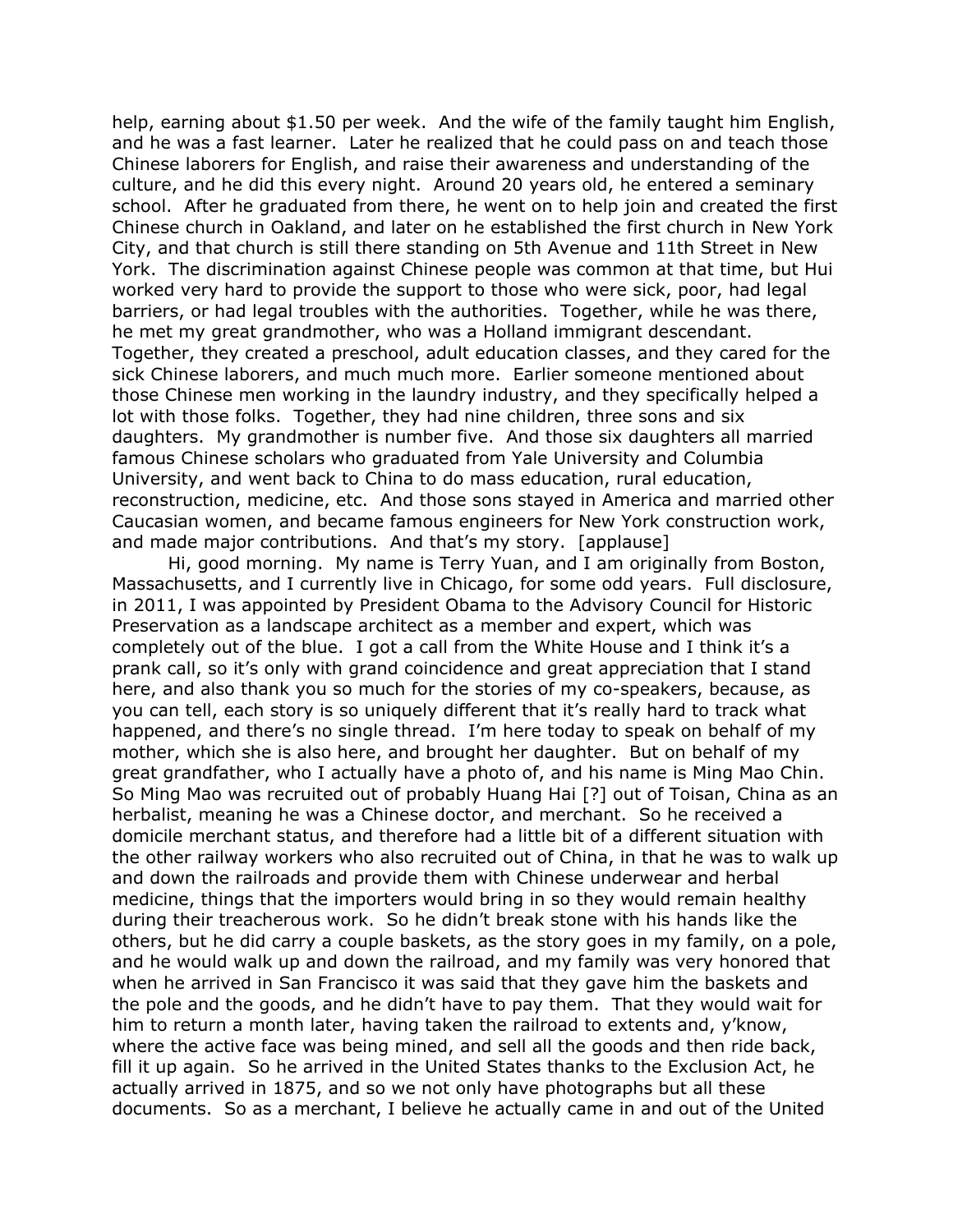help, earning about $1.50 per week. And the wife of the family taught him English, and he was a fast learner. Later he realized that he could pass on and teach those Chinese laborers for English, and raise their awareness and understanding of the culture, and he did this every night. Around 20 years old, he entered a seminary school. After he graduated from there, he went on to help join and created the first Chinese church in Oakland, and later on he established the first church in New York City, and that church is still there standing on 5th Avenue and 11th Street in New York. The discrimination against Chinese people was common at that time, but Hui worked very hard to provide the support to those who were sick, poor, had legal barriers, or had legal troubles with the authorities. Together, while he was there, he met my great grandmother, who was a Holland immigrant descendant. Together, they created a preschool, adult education classes, and they cared for the sick Chinese laborers, and much more. Earlier someone mentioned about those Chinese men working in the laundry industry, and they specifically helped a lot with those folks. Together, they had nine children, three sons and six daughters. My grandmother is number five. And those six daughters all married famous Chinese scholars who graduated from Yale University and Columbia University, and went back to China to do mass education, rural education, reconstruction, medicine, etc. And those sons stayed in America and married other Caucasian women, and became famous engineers for New York construction work, and made major contributions. And that's my story. [applause]

Hi, good morning. My name is Terry Yuan, and I am originally from Boston, Massachusetts, and I currently live in Chicago, for some odd years. Full disclosure, in 2011, I was appointed by President Obama to the Advisory Council for Historic Preservation as a landscape architect as a member and expert, which was completely out of the blue. I got a call from the White House and I think it's a prank call, so it's only with grand coincidence and great appreciation that I stand here, and also thank you so much for the stories of my co-speakers, because, as you can tell, each story is so uniquely different that it's really hard to track what happened, and there's no single thread. I'm here today to speak on behalf of my mother, which she is also here, and brought her daughter. But on behalf of my great grandfather, who I actually have a photo of, and his name is Ming Mao Chin. So Ming Mao was recruited out of probably Huang Hai [?] out of Toisan, China as an herbalist, meaning he was a Chinese doctor, and merchant. So he received a domicile merchant status, and therefore had a little bit of a different situation with the other railway workers who also recruited out of China, in that he was to walk up and down the railroads and provide them with Chinese underwear and herbal medicine, things that the importers would bring in so they would remain healthy during their treacherous work. So he didn't break stone with his hands like the others, but he did carry a couple baskets, as the story goes in my family, on a pole, and he would walk up and down the railroad, and my family was very honored that when he arrived in San Francisco it was said that they gave him the baskets and the pole and the goods, and he didn't have to pay them. That they would wait for him to return a month later, having taken the railroad to extents and, y'know, where the active face was being mined, and sell all the goods and then ride back, fill it up again. So he arrived in the United States thanks to the Exclusion Act, he actually arrived in 1875, and so we not only have photographs but all these documents. So as a merchant, I believe he actually came in and out of the United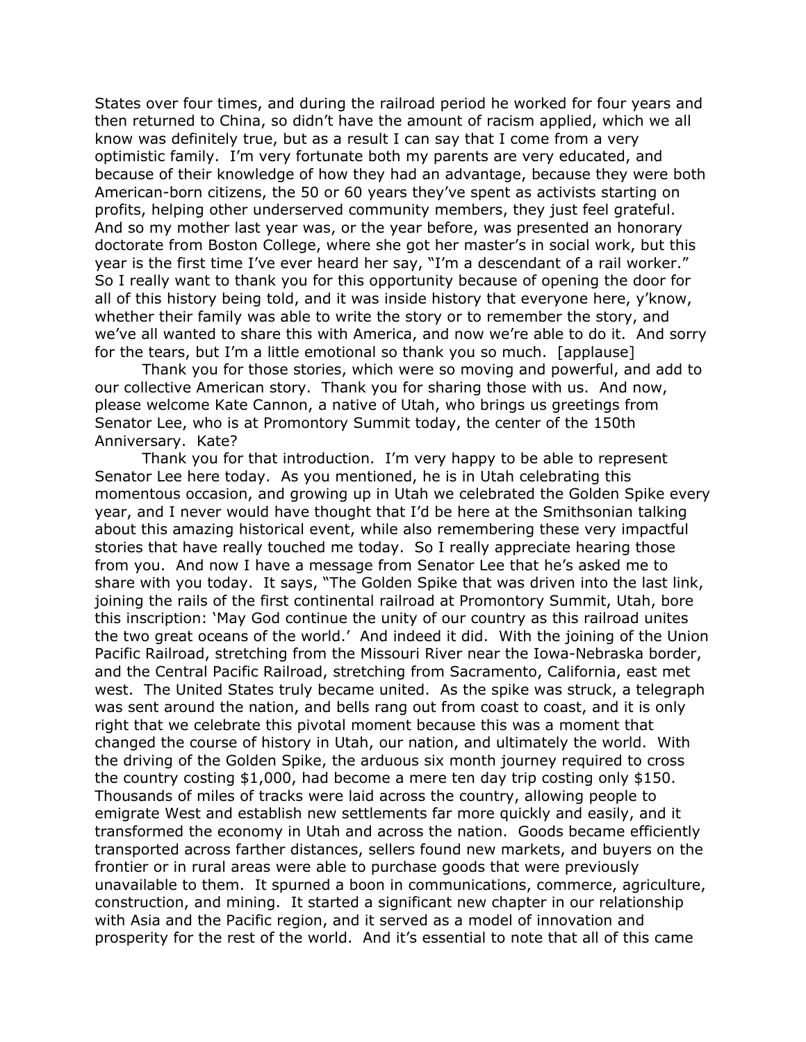States over four times, and during the railroad period he worked for four years and then returned to China, so didn't have the amount of racism applied, which we all know was definitely true, but as a result I can say that I come from a very optimistic family. I'm very fortunate both my parents are very educated, and because of their knowledge of how they had an advantage, because they were both American-born citizens, the 50 or 60 years they've spent as activists starting on profits, helping other underserved community members, they just feel grateful. And so my mother last year was, or the year before, was presented an honorary doctorate from Boston College, where she got her master's in social work, but this year is the first time I've ever heard her say, "I'm a descendant of a rail worker." So I really want to thank you for this opportunity because of opening the door for all of this history being told, and it was inside history that everyone here, y'know, whether their family was able to write the story or to remember the story, and we've all wanted to share this with America, and now we're able to do it. And sorry for the tears, but I'm a little emotional so thank you so much. [applause]

Thank you for those stories, which were so moving and powerful, and add to our collective American story. Thank you for sharing those with us. And now, please welcome Kate Cannon, a native of Utah, who brings us greetings from Senator Lee, who is at Promontory Summit today, the center of the 150th Anniversary. Kate?

Thank you for that introduction. I'm very happy to be able to represent Senator Lee here today. As you mentioned, he is in Utah celebrating this momentous occasion, and growing up in Utah we celebrated the Golden Spike every year, and I never would have thought that I'd be here at the Smithsonian talking about this amazing historical event, while also remembering these very impactful stories that have really touched me today. So I really appreciate hearing those from you. And now I have a message from Senator Lee that he's asked me to share with you today. It says, "The Golden Spike that was driven into the last link, joining the rails of the first continental railroad at Promontory Summit, Utah, bore this inscription: 'May God continue the unity of our country as this railroad unites the two great oceans of the world.' And indeed it did. With the joining of the Union Pacific Railroad, stretching from the Missouri River near the Iowa-Nebraska border, and the Central Pacific Railroad, stretching from Sacramento, California, east met west. The United States truly became united. As the spike was struck, a telegraph was sent around the nation, and bells rang out from coast to coast, and it is only right that we celebrate this pivotal moment because this was a moment that changed the course of history in Utah, our nation, and ultimately the world. With the driving of the Golden Spike, the arduous six month journey required to cross the country costing $1,000, had become a mere ten day trip costing only $150. Thousands of miles of tracks were laid across the country, allowing people to emigrate West and establish new settlements far more quickly and easily, and it transformed the economy in Utah and across the nation. Goods became efficiently transported across farther distances, sellers found new markets, and buyers on the frontier or in rural areas were able to purchase goods that were previously unavailable to them. It spurned a boon in communications, commerce, agriculture, construction, and mining. It started a significant new chapter in our relationship with Asia and the Pacific region, and it served as a model of innovation and prosperity for the rest of the world. And it's essential to note that all of this came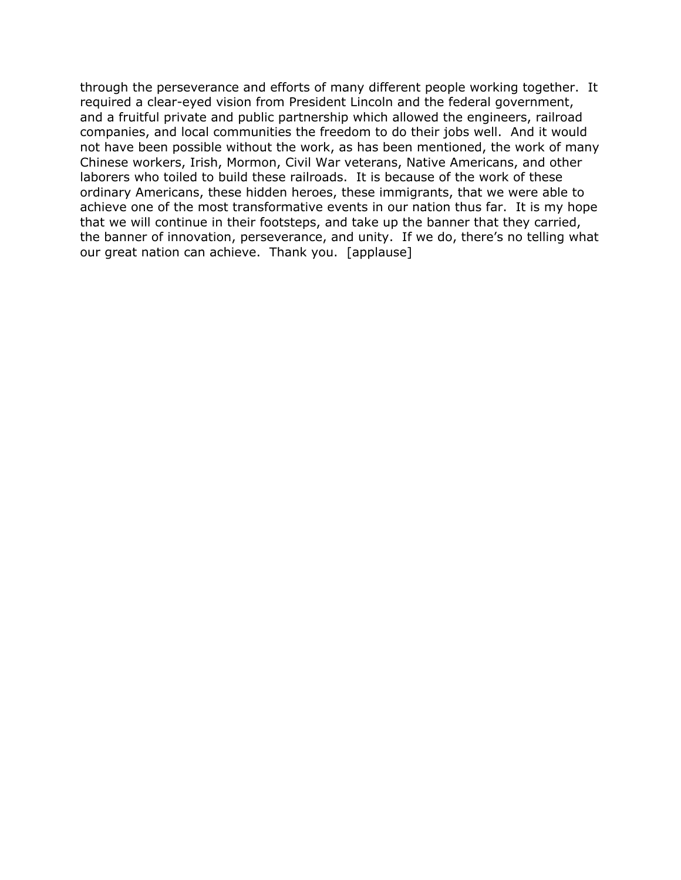through the perseverance and efforts of many different people working together. It required a clear-eyed vision from President Lincoln and the federal government, and a fruitful private and public partnership which allowed the engineers, railroad companies, and local communities the freedom to do their jobs well. And it would not have been possible without the work, as has been mentioned, the work of many Chinese workers, Irish, Mormon, Civil War veterans, Native Americans, and other laborers who toiled to build these railroads. It is because of the work of these ordinary Americans, these hidden heroes, these immigrants, that we were able to achieve one of the most transformative events in our nation thus far. It is my hope that we will continue in their footsteps, and take up the banner that they carried, the banner of innovation, perseverance, and unity. If we do, there's no telling what our great nation can achieve. Thank you. [applause]